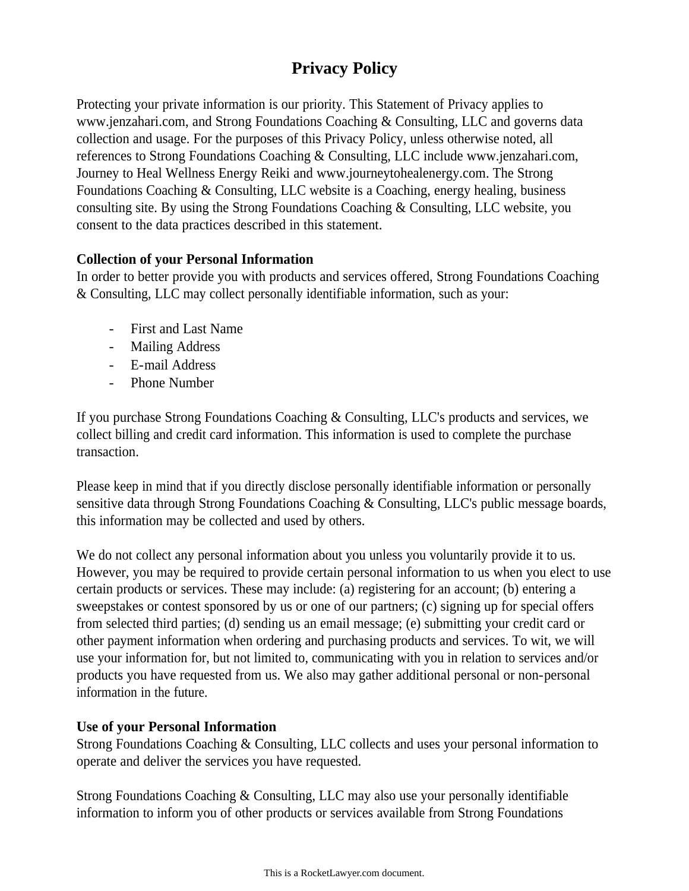# Privacy Policy

Protecting your private information is our priority. This Statement of Privacy applies to www.jenzahari.com, and Strong Foundations Coaching & Consulting, LLC and governs data collection and usage. For the purposes of this Privacy Policy, unless otherwise noted, all references to Strong Foundations Coaching & Consulting, LLC include www.jenzahari.com, Journey to Heal Wellness Energy Reiki and www.journeytohealenergy.com. The Strong Foundations Coaching & Consulting, LLC website is a Coaching, energy healing, business consulting site. By using the Strong Foundations Coaching & Consulting, LLC website, you consent to the data practices described in this statement.

**Collection of your Personal Information**

In order to better provide you with products and services offered, Strong Foundations Coaching & Consulting, LLC may collect personally identifiable information, such as your:

- First and Last Name
- Mailing Address
- E-mail Address
- Phone Number

If you purchase Strong Foundations Coaching & Consulting, LLC's products and services, we collect billing and credit card information. This information is used to complete the purchase transaction.

Please keep in mind that if you directly disclose personally identifiable information or personally sensitive data through Strong Foundations Coaching & Consulting, LLC's public message boards, this information may be collected and used by others.

We do not collect any personal information about you unless you voluntarily provide it to us. However, you may be required to provide certain personal information to us when you elect to use certain products or services. These may include: (a) registering for an account; (b) entering a sweepstakes or contest sponsored by us or one of our partners; (c) signing up for special offers from selected third parties; (d) sending us an email message; (e) submitting your credit card or other payment information when ordering and purchasing products and services. To wit, we will use your information for, but not limited to, communicating with you in relation to services and/or products you have requested from us. We also may gather additional personal or non-personal information in the future.

**Use of your Personal Information**

Strong Foundations Coaching & Consulting, LLC collects and uses your personal information to operate and deliver the services you have requested.

Strong Foundations Coaching & Consulting, LLC may also use your personally identifiable information to inform you of other products or services available from Strong Foundations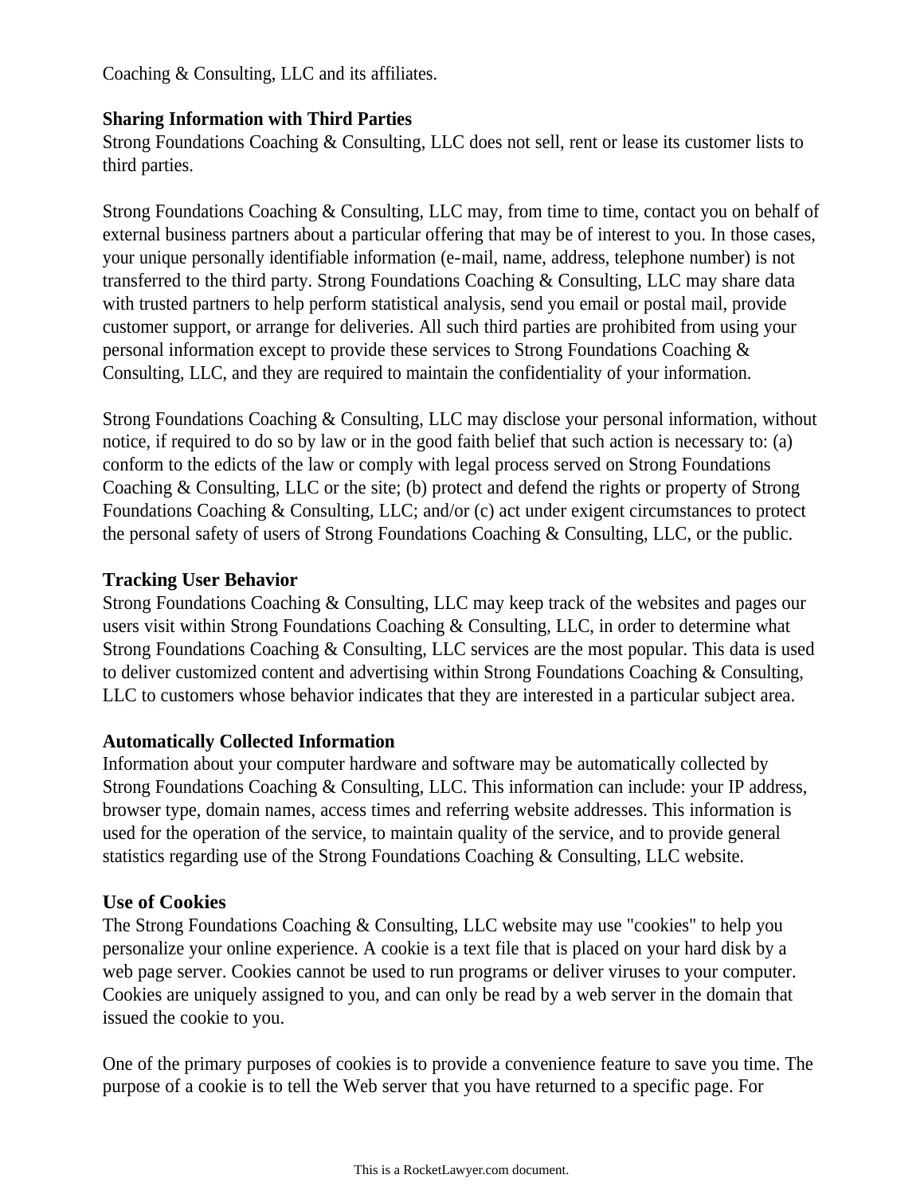Coaching & Consulting, LLC and its affiliates.

**Sharing Information with Third Parties**
Strong Foundations Coaching & Consulting, LLC does not sell, rent or lease its customer lists to third parties.

Strong Foundations Coaching & Consulting, LLC may, from time to time, contact you on behalf of external business partners about a particular offering that may be of interest to you. In those cases, your unique personally identifiable information (e-mail, name, address, telephone number) is not transferred to the third party. Strong Foundations Coaching & Consulting, LLC may share data with trusted partners to help perform statistical analysis, send you email or postal mail, provide customer support, or arrange for deliveries. All such third parties are prohibited from using your personal information except to provide these services to Strong Foundations Coaching & Consulting, LLC, and they are required to maintain the confidentiality of your information.

Strong Foundations Coaching & Consulting, LLC may disclose your personal information, without notice, if required to do so by law or in the good faith belief that such action is necessary to: (a) conform to the edicts of the law or comply with legal process served on Strong Foundations Coaching & Consulting, LLC or the site; (b) protect and defend the rights or property of Strong Foundations Coaching & Consulting, LLC; and/or (c) act under exigent circumstances to protect the personal safety of users of Strong Foundations Coaching & Consulting, LLC, or the public.

**Tracking User Behavior**
Strong Foundations Coaching & Consulting, LLC may keep track of the websites and pages our users visit within Strong Foundations Coaching & Consulting, LLC, in order to determine what Strong Foundations Coaching & Consulting, LLC services are the most popular. This data is used to deliver customized content and advertising within Strong Foundations Coaching & Consulting, LLC to customers whose behavior indicates that they are interested in a particular subject area.

**Automatically Collected Information**
Information about your computer hardware and software may be automatically collected by Strong Foundations Coaching & Consulting, LLC. This information can include: your IP address, browser type, domain names, access times and referring website addresses. This information is used for the operation of the service, to maintain quality of the service, and to provide general statistics regarding use of the Strong Foundations Coaching & Consulting, LLC website.

**Use of Cookies**
The Strong Foundations Coaching & Consulting, LLC website may use "cookies" to help you personalize your online experience. A cookie is a text file that is placed on your hard disk by a web page server. Cookies cannot be used to run programs or deliver viruses to your computer. Cookies are uniquely assigned to you, and can only be read by a web server in the domain that issued the cookie to you.

One of the primary purposes of cookies is to provide a convenience feature to save you time. The purpose of a cookie is to tell the Web server that you have returned to a specific page. For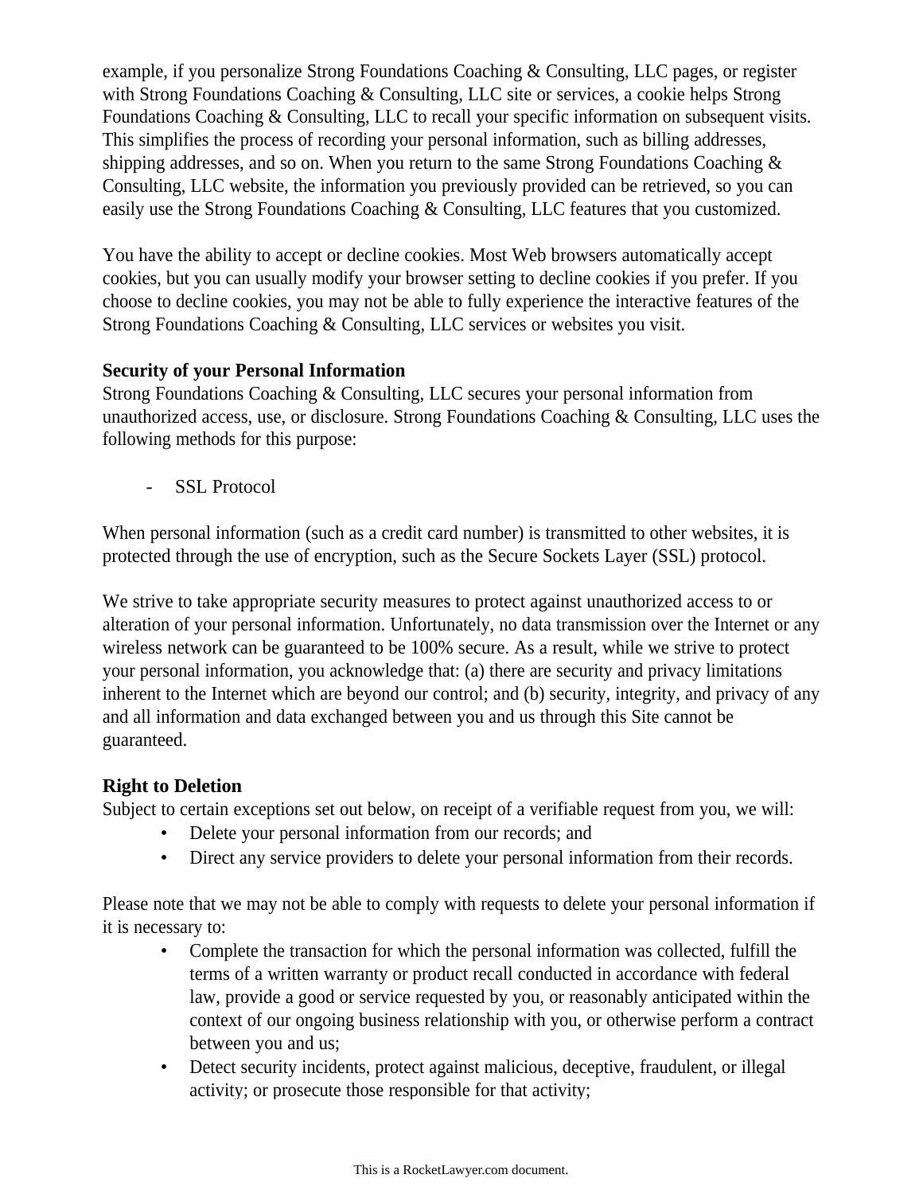example, if you personalize Strong Foundations Coaching & Consulting, LLC pages, or register with Strong Foundations Coaching & Consulting, LLC site or services, a cookie helps Strong Foundations Coaching & Consulting, LLC to recall your specific information on subsequent visits. This simplifies the process of recording your personal information, such as billing addresses, shipping addresses, and so on. When you return to the same Strong Foundations Coaching & Consulting, LLC website, the information you previously provided can be retrieved, so you can easily use the Strong Foundations Coaching & Consulting, LLC features that you customized.

You have the ability to accept or decline cookies. Most Web browsers automatically accept cookies, but you can usually modify your browser setting to decline cookies if you prefer. If you choose to decline cookies, you may not be able to fully experience the interactive features of the Strong Foundations Coaching & Consulting, LLC services or websites you visit.

**Security of your Personal Information**

Strong Foundations Coaching & Consulting, LLC secures your personal information from unauthorized access, use, or disclosure. Strong Foundations Coaching & Consulting, LLC uses the following methods for this purpose:

- SSL Protocol

When personal information (such as a credit card number) is transmitted to other websites, it is protected through the use of encryption, such as the Secure Sockets Layer (SSL) protocol.

We strive to take appropriate security measures to protect against unauthorized access to or alteration of your personal information. Unfortunately, no data transmission over the Internet or any wireless network can be guaranteed to be 100% secure. As a result, while we strive to protect your personal information, you acknowledge that: (a) there are security and privacy limitations inherent to the Internet which are beyond our control; and (b) security, integrity, and privacy of any and all information and data exchanged between you and us through this Site cannot be guaranteed.

**Right to Deletion**

Subject to certain exceptions set out below, on receipt of a verifiable request from you, we will:

- Delete your personal information from our records; and
- Direct any service providers to delete your personal information from their records.

Please note that we may not be able to comply with requests to delete your personal information if it is necessary to:

- Complete the transaction for which the personal information was collected, fulfill the terms of a written warranty or product recall conducted in accordance with federal law, provide a good or service requested by you, or reasonably anticipated within the context of our ongoing business relationship with you, or otherwise perform a contract between you and us;
- Detect security incidents, protect against malicious, deceptive, fraudulent, or illegal activity; or prosecute those responsible for that activity;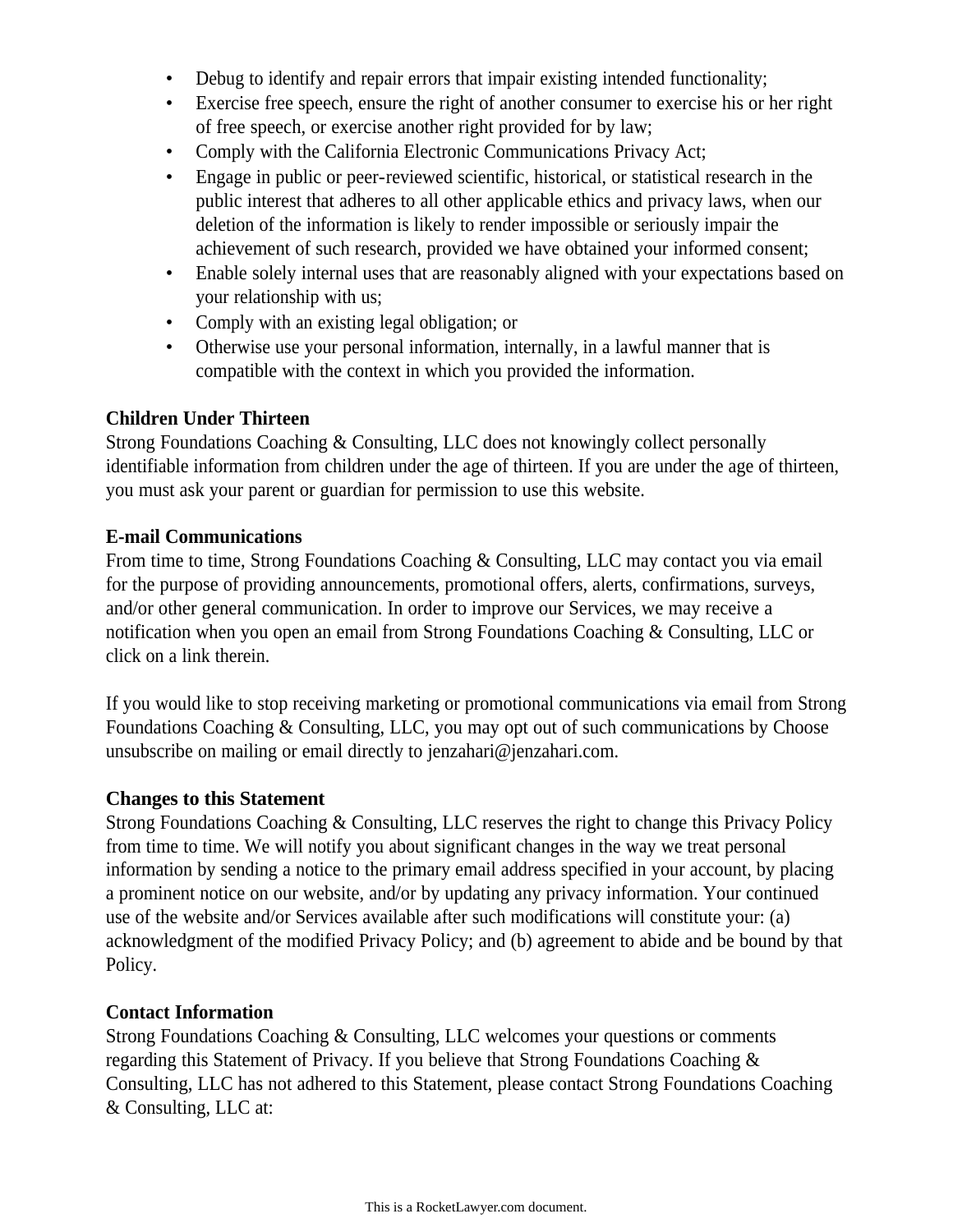- Debug to identify and repair errors that impair existing intended functionality;
- Exercise free speech, ensure the right of another consumer to exercise his or her right of free speech, or exercise another right provided for by law;
- Comply with the California Electronic Communications Privacy Act;
- Engage in public or peer-reviewed scientific, historical, or statistical research in the public interest that adheres to all other applicable ethics and privacy laws, when our deletion of the information is likely to render impossible or seriously impair the achievement of such research, provided we have obtained your informed consent;
- Enable solely internal uses that are reasonably aligned with your expectations based on your relationship with us;
- Comply with an existing legal obligation; or
- Otherwise use your personal information, internally, in a lawful manner that is compatible with the context in which you provided the information.

**Children Under Thirteen**
Strong Foundations Coaching & Consulting, LLC does not knowingly collect personally identifiable information from children under the age of thirteen. If you are under the age of thirteen, you must ask your parent or guardian for permission to use this website.

**E-mail Communications**
From time to time, Strong Foundations Coaching & Consulting, LLC may contact you via email for the purpose of providing announcements, promotional offers, alerts, confirmations, surveys, and/or other general communication. In order to improve our Services, we may receive a notification when you open an email from Strong Foundations Coaching & Consulting, LLC or click on a link therein.

If you would like to stop receiving marketing or promotional communications via email from Strong Foundations Coaching & Consulting, LLC, you may opt out of such communications by Choose unsubscribe on mailing or email directly to jenzahari@jenzahari.com.

**Changes to this Statement**
Strong Foundations Coaching & Consulting, LLC reserves the right to change this Privacy Policy from time to time. We will notify you about significant changes in the way we treat personal information by sending a notice to the primary email address specified in your account, by placing a prominent notice on our website, and/or by updating any privacy information. Your continued use of the website and/or Services available after such modifications will constitute your: (a) acknowledgment of the modified Privacy Policy; and (b) agreement to abide and be bound by that Policy.

**Contact Information**
Strong Foundations Coaching & Consulting, LLC welcomes your questions or comments regarding this Statement of Privacy. If you believe that Strong Foundations Coaching & Consulting, LLC has not adhered to this Statement, please contact Strong Foundations Coaching & Consulting, LLC at: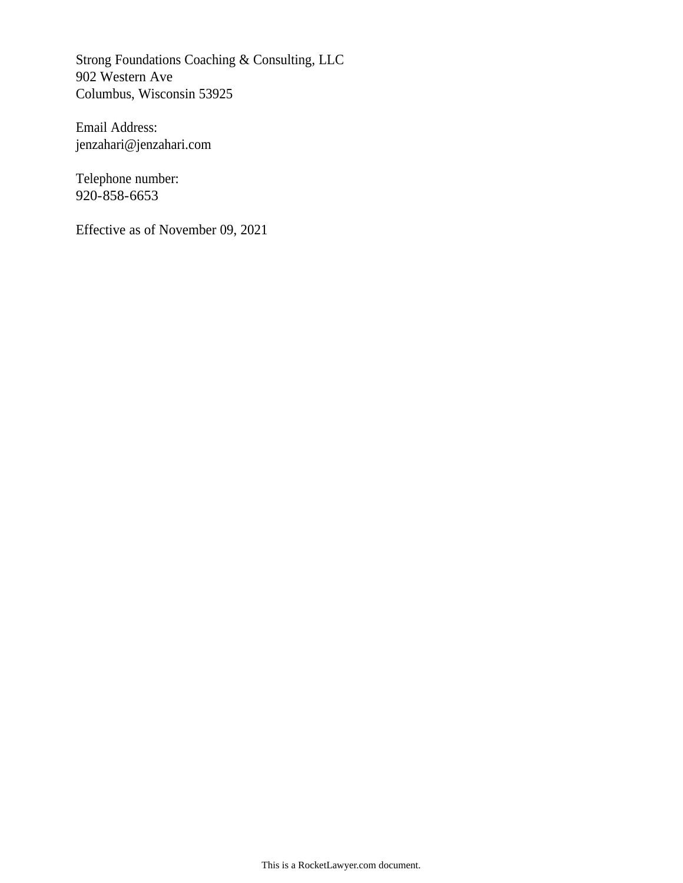Strong Foundations Coaching & Consulting, LLC
902 Western Ave
Columbus, Wisconsin 53925

Email Address:
jenzahari@jenzahari.com

Telephone number:
920-858-6653

Effective as of November 09, 2021